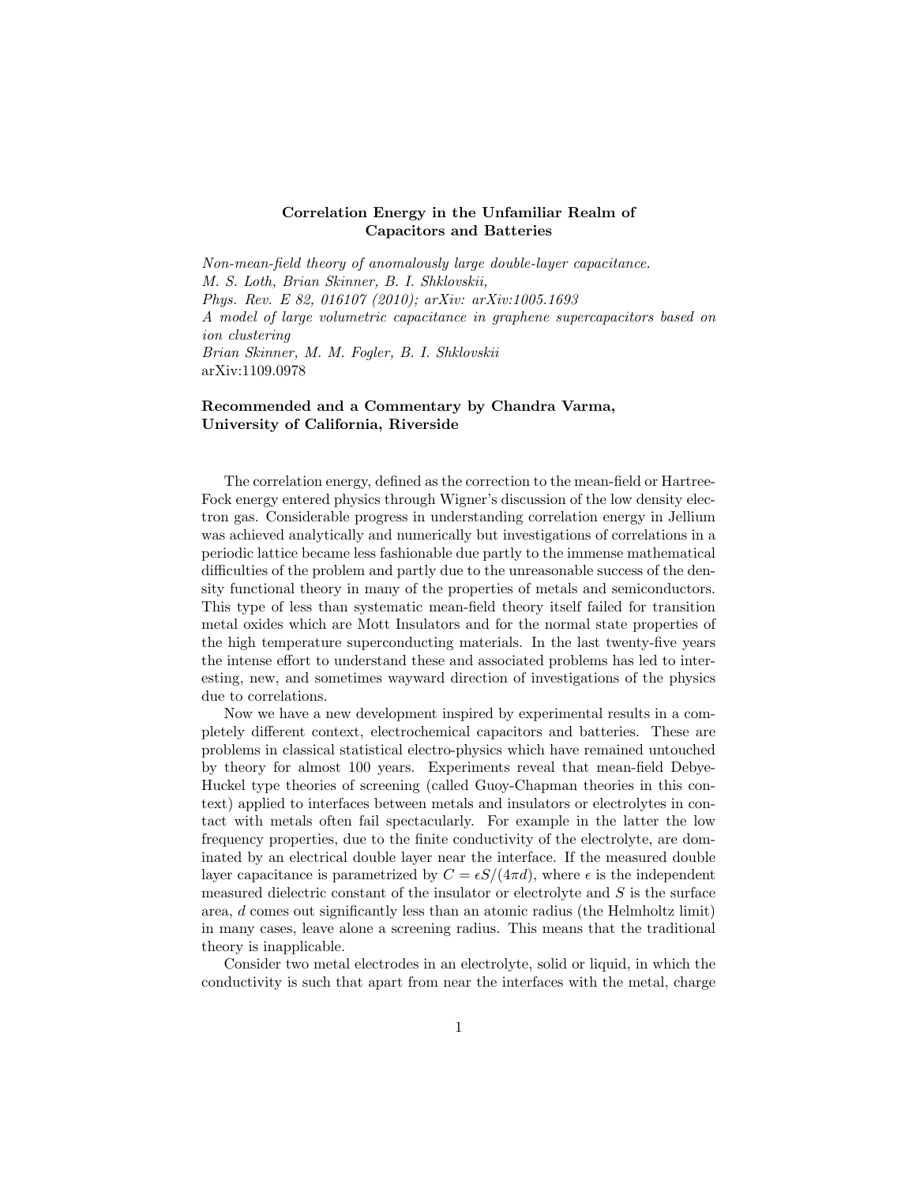# Correlation Energy in the Unfamiliar Realm of Capacitors and Batteries

*Non-mean-field theory of anomalously large double-layer capacitance.*
*M. S. Loth, Brian Skinner, B. I. Shklovskii,*
*Phys. Rev. E 82, 016107 (2010); arXiv: arXiv:1005.1693*
*A model of large volumetric capacitance in graphene supercapacitors based on ion clustering*
*Brian Skinner, M. M. Fogler, B. I. Shklovskii*
arXiv:1109.0978

**Recommended and a Commentary by Chandra Varma, University of California, Riverside**

The correlation energy, defined as the correction to the mean-field or Hartree-Fock energy entered physics through Wigner's discussion of the low density electron gas. Considerable progress in understanding correlation energy in Jellium was achieved analytically and numerically but investigations of correlations in a periodic lattice became less fashionable due partly to the immense mathematical difficulties of the problem and partly due to the unreasonable success of the density functional theory in many of the properties of metals and semiconductors. This type of less than systematic mean-field theory itself failed for transition metal oxides which are Mott Insulators and for the normal state properties of the high temperature superconducting materials. In the last twenty-five years the intense effort to understand these and associated problems has led to interesting, new, and sometimes wayward direction of investigations of the physics due to correlations.

Now we have a new development inspired by experimental results in a completely different context, electrochemical capacitors and batteries. These are problems in classical statistical electro-physics which have remained untouched by theory for almost 100 years. Experiments reveal that mean-field Debye-Huckel type theories of screening (called Guoy-Chapman theories in this context) applied to interfaces between metals and insulators or electrolytes in contact with metals often fail spectacularly. For example in the latter the low frequency properties, due to the finite conductivity of the electrolyte, are dominated by an electrical double layer near the interface. If the measured double layer capacitance is parametrized by $C = \epsilon S/(4\pi d)$, where $\epsilon$ is the independent measured dielectric constant of the insulator or electrolyte and $S$ is the surface area, $d$ comes out significantly less than an atomic radius (the Helmholtz limit) in many cases, leave alone a screening radius. This means that the traditional theory is inapplicable.

Consider two metal electrodes in an electrolyte, solid or liquid, in which the conductivity is such that apart from near the interfaces with the metal, charge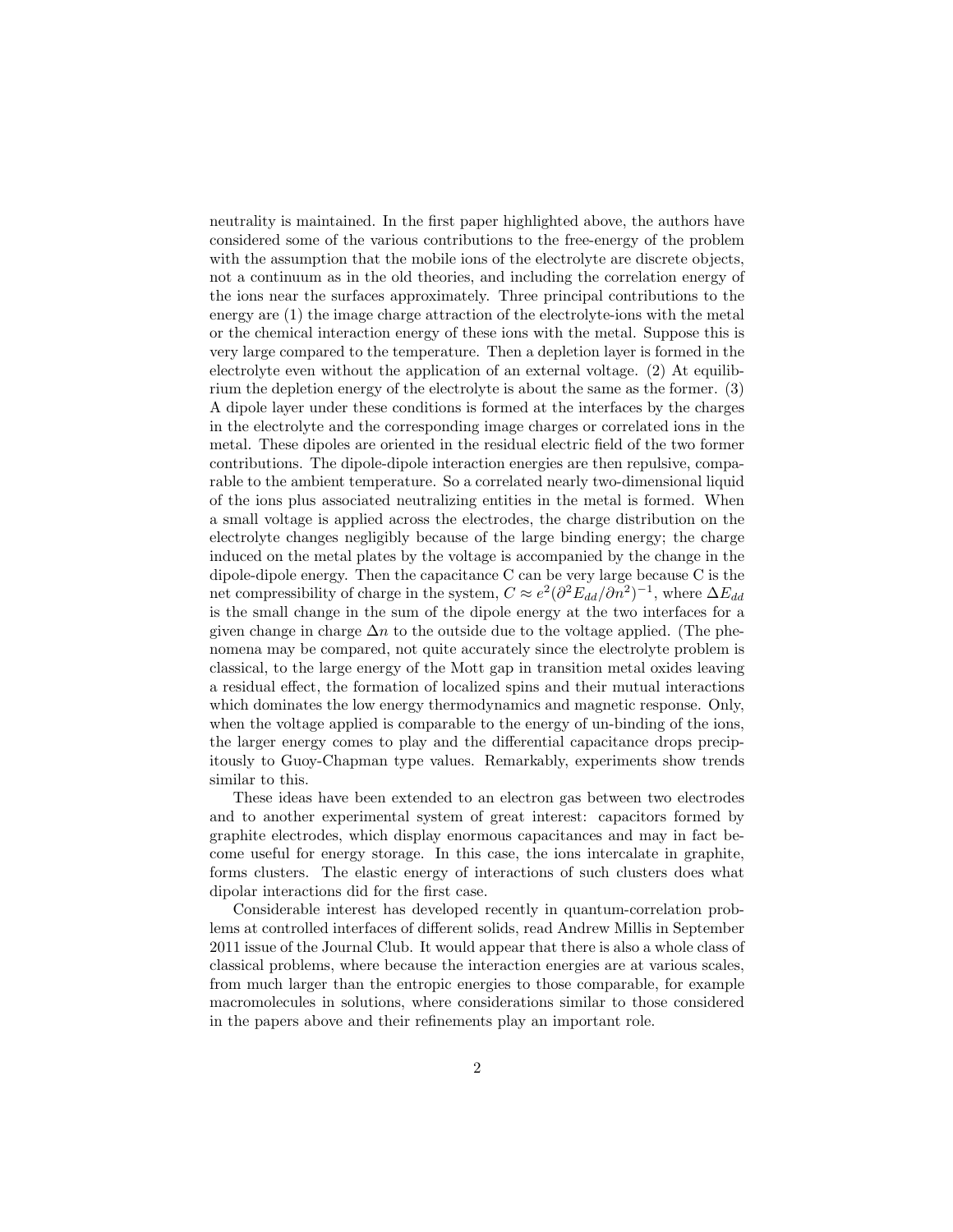neutrality is maintained. In the first paper highlighted above, the authors have considered some of the various contributions to the free-energy of the problem with the assumption that the mobile ions of the electrolyte are discrete objects, not a continuum as in the old theories, and including the correlation energy of the ions near the surfaces approximately. Three principal contributions to the energy are (1) the image charge attraction of the electrolyte-ions with the metal or the chemical interaction energy of these ions with the metal. Suppose this is very large compared to the temperature. Then a depletion layer is formed in the electrolyte even without the application of an external voltage. (2) At equilibrium the depletion energy of the electrolyte is about the same as the former. (3) A dipole layer under these conditions is formed at the interfaces by the charges in the electrolyte and the corresponding image charges or correlated ions in the metal. These dipoles are oriented in the residual electric field of the two former contributions. The dipole-dipole interaction energies are then repulsive, comparable to the ambient temperature. So a correlated nearly two-dimensional liquid of the ions plus associated neutralizing entities in the metal is formed. When a small voltage is applied across the electrodes, the charge distribution on the electrolyte changes negligibly because of the large binding energy; the charge induced on the metal plates by the voltage is accompanied by the change in the dipole-dipole energy. Then the capacitance C can be very large because C is the net compressibility of charge in the system, $C \approx e^2(\partial^2 E_{dd}/\partial n^2)^{-1}$, where $\Delta E_{dd}$ is the small change in the sum of the dipole energy at the two interfaces for a given change in charge $\Delta n$ to the outside due to the voltage applied. (The phenomena may be compared, not quite accurately since the electrolyte problem is classical, to the large energy of the Mott gap in transition metal oxides leaving a residual effect, the formation of localized spins and their mutual interactions which dominates the low energy thermodynamics and magnetic response. Only, when the voltage applied is comparable to the energy of un-binding of the ions, the larger energy comes to play and the differential capacitance drops precipitously to Guoy-Chapman type values. Remarkably, experiments show trends similar to this.

These ideas have been extended to an electron gas between two electrodes and to another experimental system of great interest: capacitors formed by graphite electrodes, which display enormous capacitances and may in fact become useful for energy storage. In this case, the ions intercalate in graphite, forms clusters. The elastic energy of interactions of such clusters does what dipolar interactions did for the first case.

Considerable interest has developed recently in quantum-correlation problems at controlled interfaces of different solids, read Andrew Millis in September 2011 issue of the Journal Club. It would appear that there is also a whole class of classical problems, where because the interaction energies are at various scales, from much larger than the entropic energies to those comparable, for example macromolecules in solutions, where considerations similar to those considered in the papers above and their refinements play an important role.